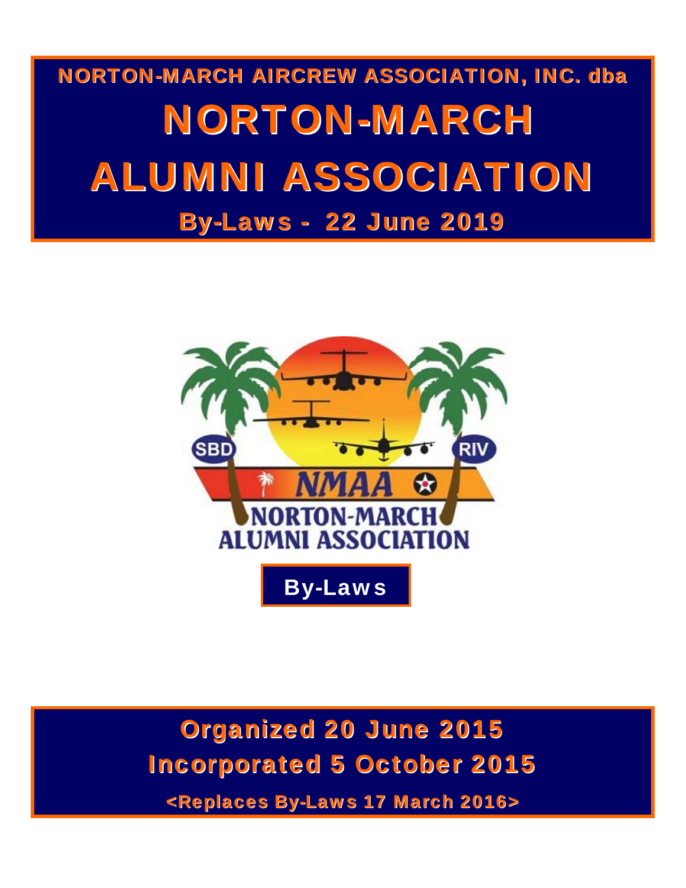**NORTON-MARCH AIRCREW ASSOCIATION, INC. dba**

# NORTON-MARCH ALUMNI ASSOCIATION

**By-Laws - 22 June 2019**

SBD RIV

NMAA

NORTON-MARCH ALUMNI ASSOCIATION

**By-Laws**

**Organized 20 June 2015**

**Incorporated 5 October 2015**

**<Replaces By-Laws 17 March 2016>**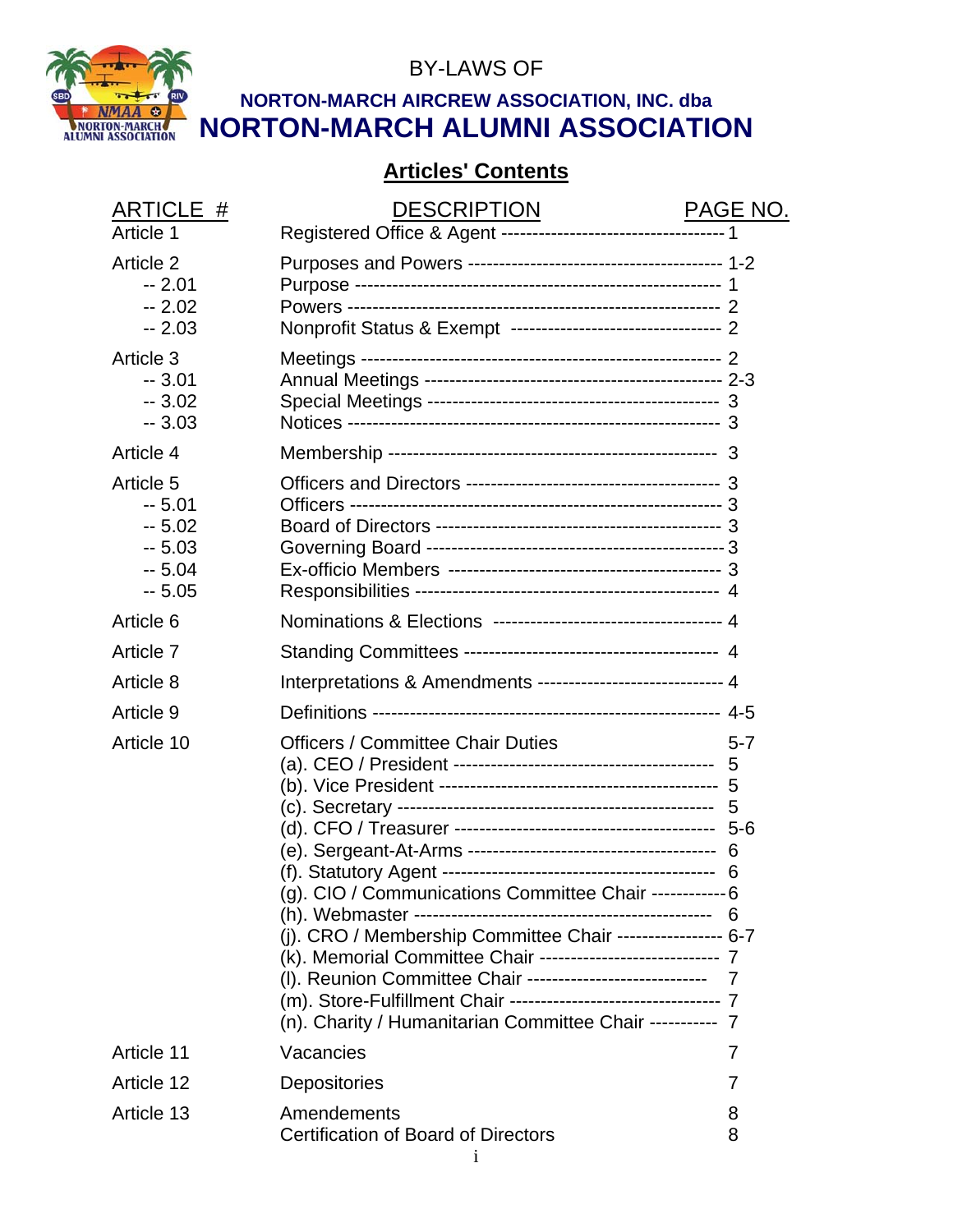BY-LAWS OF

**NORTON-MARCH AIRCREW ASSOCIATION, INC. dba**

# NORTON-MARCH ALUMNI ASSOCIATION

## Articles' Contents

| ARTICLE # | DESCRIPTION | PAGE NO. |
|---|---|---|
| Article 1 | Registered Office & Agent | 1 |
| Article 2 | Purposes and Powers | 1-2 |
| -- 2.01 | Purpose | 1 |
| -- 2.02 | Powers | 2 |
| -- 2.03 | Nonprofit Status & Exempt | 2 |
| Article 3 | Meetings | 2 |
| -- 3.01 | Annual Meetings | 2-3 |
| -- 3.02 | Special Meetings | 3 |
| -- 3.03 | Notices | 3 |
| Article 4 | Membership | 3 |
| Article 5 | Officers and Directors | 3 |
| -- 5.01 | Officers | 3 |
| -- 5.02 | Board of Directors | 3 |
| -- 5.03 | Governing Board | 3 |
| -- 5.04 | Ex-officio Members | 3 |
| -- 5.05 | Responsibilities | 4 |
| Article 6 | Nominations & Elections | 4 |
| Article 7 | Standing Committees | 4 |
| Article 8 | Interpretations & Amendments | 4 |
| Article 9 | Definitions | 4-5 |
| Article 10 | Officers / Committee Chair Duties | 5-7 |
| | (a). CEO / President | 5 |
| | (b). Vice President | 5 |
| | (c). Secretary | 5 |
| | (d). CFO / Treasurer | 5-6 |
| | (e). Sergeant-At-Arms | 6 |
| | (f). Statutory Agent | 6 |
| | (g). CIO / Communications Committee Chair | 6 |
| | (h). Webmaster | 6 |
| | (j). CRO / Membership Committee Chair | 6-7 |
| | (k). Memorial Committee Chair | 7 |
| | (l). Reunion Committee Chair | 7 |
| | (m). Store-Fulfillment Chair | 7 |
| | (n). Charity / Humanitarian Committee Chair | 7 |
| Article 11 | Vacancies | 7 |
| Article 12 | Depositories | 7 |
| Article 13 | Amendements | 8 |
| | Certification of Board of Directors | 8 |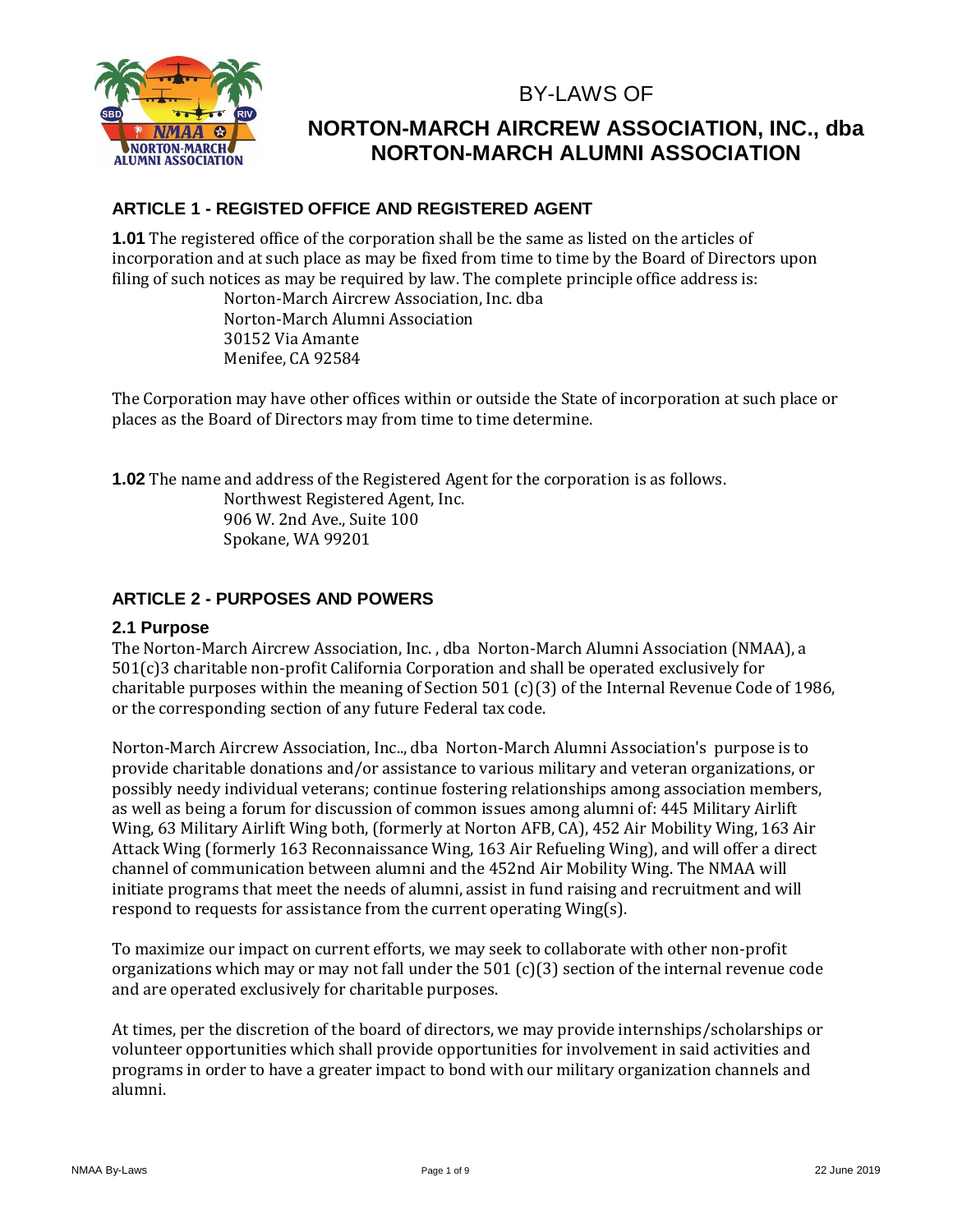# BY-LAWS OF

# NORTON-MARCH AIRCREW ASSOCIATION, INC., dba NORTON-MARCH ALUMNI ASSOCIATION

## ARTICLE 1 - REGISTED OFFICE AND REGISTERED AGENT

**1.01** The registered office of the corporation shall be the same as listed on the articles of incorporation and at such place as may be fixed from time to time by the Board of Directors upon filing of such notices as may be required by law. The complete principle office address is:

> Norton-March Aircrew Association, Inc. dba
> Norton-March Alumni Association
> 30152 Via Amante
> Menifee, CA 92584

The Corporation may have other offices within or outside the State of incorporation at such place or places as the Board of Directors may from time to time determine.

**1.02** The name and address of the Registered Agent for the corporation is as follows.

> Northwest Registered Agent, Inc.
> 906 W. 2nd Ave., Suite 100
> Spokane, WA 99201

## ARTICLE 2 - PURPOSES AND POWERS

### 2.1 Purpose

The Norton-March Aircrew Association, Inc. , dba Norton-March Alumni Association (NMAA), a 501(c)3 charitable non-profit California Corporation and shall be operated exclusively for charitable purposes within the meaning of Section 501 (c)(3) of the Internal Revenue Code of 1986, or the corresponding section of any future Federal tax code.

Norton-March Aircrew Association, Inc.., dba Norton-March Alumni Association's purpose is to provide charitable donations and/or assistance to various military and veteran organizations, or possibly needy individual veterans; continue fostering relationships among association members, as well as being a forum for discussion of common issues among alumni of: 445 Military Airlift Wing, 63 Military Airlift Wing both, (formerly at Norton AFB, CA), 452 Air Mobility Wing, 163 Air Attack Wing (formerly 163 Reconnaissance Wing, 163 Air Refueling Wing), and will offer a direct channel of communication between alumni and the 452nd Air Mobility Wing. The NMAA will initiate programs that meet the needs of alumni, assist in fund raising and recruitment and will respond to requests for assistance from the current operating Wing(s).

To maximize our impact on current efforts, we may seek to collaborate with other non-profit organizations which may or may not fall under the 501 (c)(3) section of the internal revenue code and are operated exclusively for charitable purposes.

At times, per the discretion of the board of directors, we may provide internships/scholarships or volunteer opportunities which shall provide opportunities for involvement in said activities and programs in order to have a greater impact to bond with our military organization channels and alumni.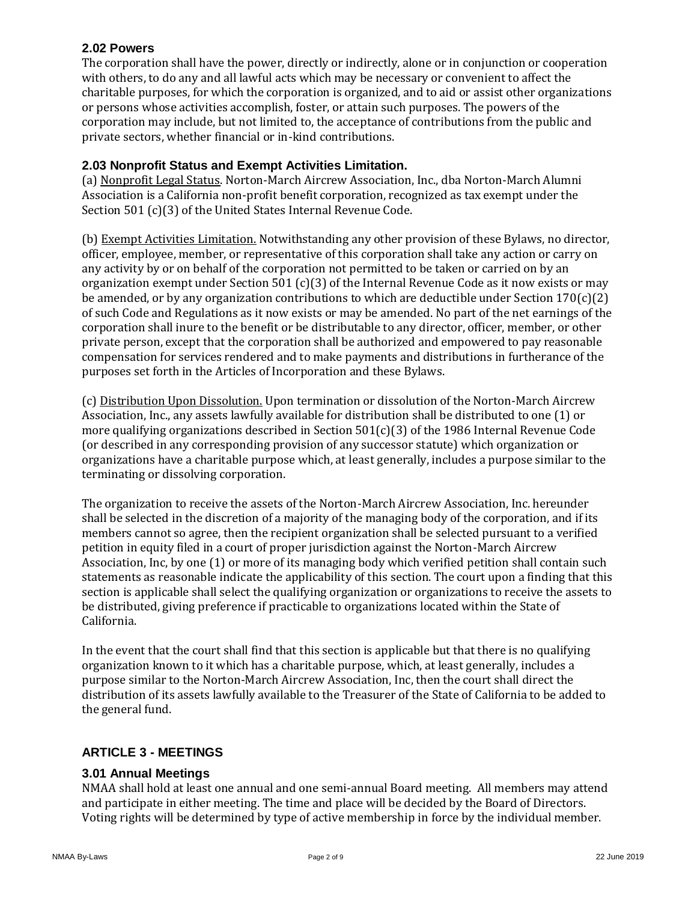### 2.02 Powers

The corporation shall have the power, directly or indirectly, alone or in conjunction or cooperation with others, to do any and all lawful acts which may be necessary or convenient to affect the charitable purposes, for which the corporation is organized, and to aid or assist other organizations or persons whose activities accomplish, foster, or attain such purposes. The powers of the corporation may include, but not limited to, the acceptance of contributions from the public and private sectors, whether financial or in-kind contributions.

### 2.03 Nonprofit Status and Exempt Activities Limitation.

(a) Nonprofit Legal Status. Norton-March Aircrew Association, Inc., dba Norton-March Alumni Association is a California non-profit benefit corporation, recognized as tax exempt under the Section 501 (c)(3) of the United States Internal Revenue Code.

(b) Exempt Activities Limitation. Notwithstanding any other provision of these Bylaws, no director, officer, employee, member, or representative of this corporation shall take any action or carry on any activity by or on behalf of the corporation not permitted to be taken or carried on by an organization exempt under Section 501 (c)(3) of the Internal Revenue Code as it now exists or may be amended, or by any organization contributions to which are deductible under Section 170(c)(2) of such Code and Regulations as it now exists or may be amended. No part of the net earnings of the corporation shall inure to the benefit or be distributable to any director, officer, member, or other private person, except that the corporation shall be authorized and empowered to pay reasonable compensation for services rendered and to make payments and distributions in furtherance of the purposes set forth in the Articles of Incorporation and these Bylaws.

(c) Distribution Upon Dissolution. Upon termination or dissolution of the Norton-March Aircrew Association, Inc., any assets lawfully available for distribution shall be distributed to one (1) or more qualifying organizations described in Section 501(c)(3) of the 1986 Internal Revenue Code (or described in any corresponding provision of any successor statute) which organization or organizations have a charitable purpose which, at least generally, includes a purpose similar to the terminating or dissolving corporation.

The organization to receive the assets of the Norton-March Aircrew Association, Inc. hereunder shall be selected in the discretion of a majority of the managing body of the corporation, and if its members cannot so agree, then the recipient organization shall be selected pursuant to a verified petition in equity filed in a court of proper jurisdiction against the Norton-March Aircrew Association, Inc, by one (1) or more of its managing body which verified petition shall contain such statements as reasonable indicate the applicability of this section. The court upon a finding that this section is applicable shall select the qualifying organization or organizations to receive the assets to be distributed, giving preference if practicable to organizations located within the State of California.

In the event that the court shall find that this section is applicable but that there is no qualifying organization known to it which has a charitable purpose, which, at least generally, includes a purpose similar to the Norton-March Aircrew Association, Inc, then the court shall direct the distribution of its assets lawfully available to the Treasurer of the State of California to be added to the general fund.

## ARTICLE 3 - MEETINGS

### 3.01 Annual Meetings

NMAA shall hold at least one annual and one semi-annual Board meeting. All members may attend and participate in either meeting. The time and place will be decided by the Board of Directors. Voting rights will be determined by type of active membership in force by the individual member.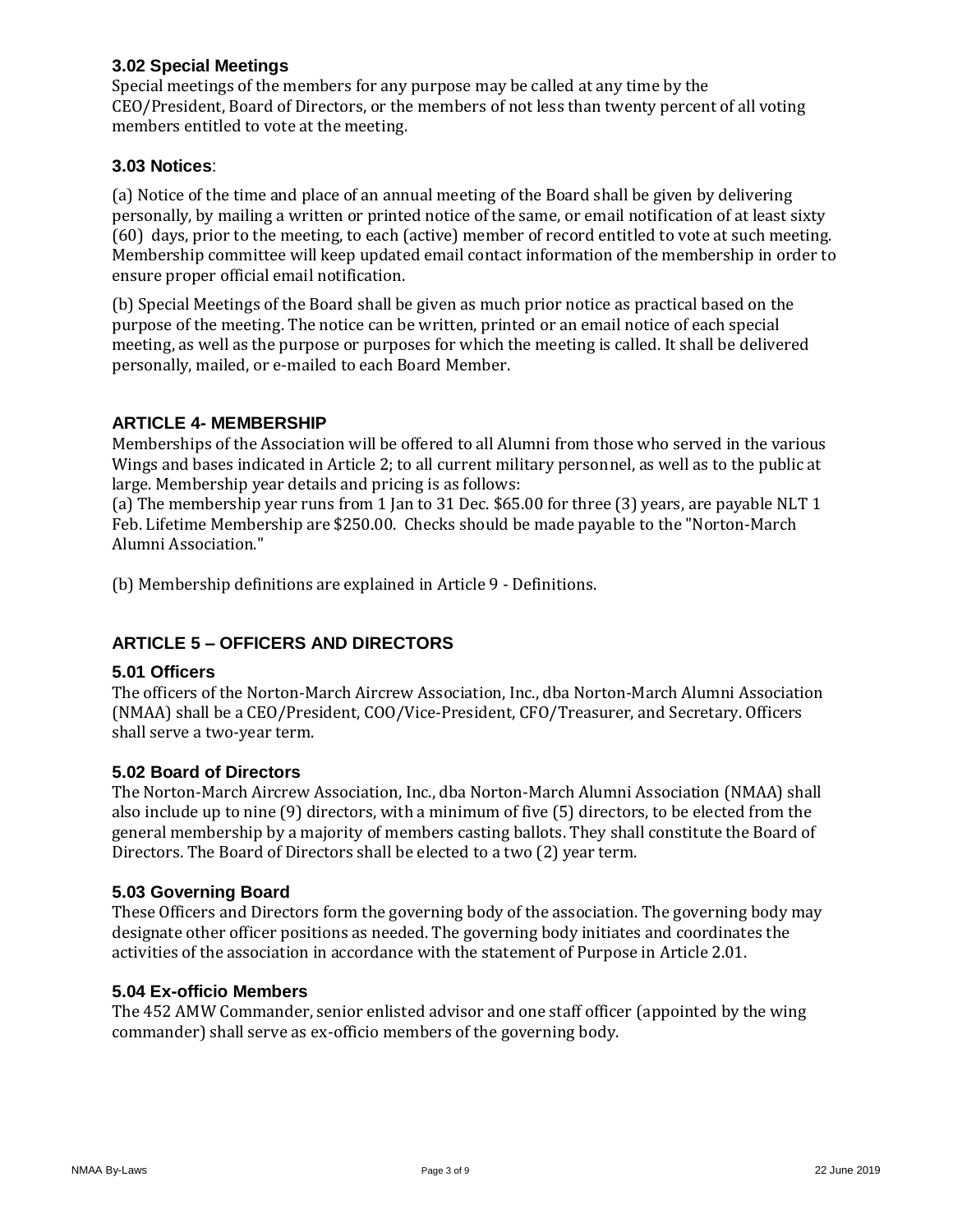### 3.02 Special Meetings

Special meetings of the members for any purpose may be called at any time by the CEO/President, Board of Directors, or the members of not less than twenty percent of all voting members entitled to vote at the meeting.

### 3.03 Notices:

(a) Notice of the time and place of an annual meeting of the Board shall be given by delivering personally, by mailing a written or printed notice of the same, or email notification of at least sixty (60) days, prior to the meeting, to each (active) member of record entitled to vote at such meeting. Membership committee will keep updated email contact information of the membership in order to ensure proper official email notification.

(b) Special Meetings of the Board shall be given as much prior notice as practical based on the purpose of the meeting. The notice can be written, printed or an email notice of each special meeting, as well as the purpose or purposes for which the meeting is called. It shall be delivered personally, mailed, or e-mailed to each Board Member.

## ARTICLE 4- MEMBERSHIP

Memberships of the Association will be offered to all Alumni from those who served in the various Wings and bases indicated in Article 2; to all current military personnel, as well as to the public at large. Membership year details and pricing is as follows:

(a) The membership year runs from 1 Jan to 31 Dec. $65.00 for three (3) years, are payable NLT 1 Feb. Lifetime Membership are $250.00. Checks should be made payable to the "Norton-March Alumni Association."

(b) Membership definitions are explained in Article 9 - Definitions.

## ARTICLE 5 – OFFICERS AND DIRECTORS

### 5.01 Officers

The officers of the Norton-March Aircrew Association, Inc., dba Norton-March Alumni Association (NMAA) shall be a CEO/President, COO/Vice-President, CFO/Treasurer, and Secretary. Officers shall serve a two-year term.

### 5.02 Board of Directors

The Norton-March Aircrew Association, Inc., dba Norton-March Alumni Association (NMAA) shall also include up to nine (9) directors, with a minimum of five (5) directors, to be elected from the general membership by a majority of members casting ballots. They shall constitute the Board of Directors. The Board of Directors shall be elected to a two (2) year term.

### 5.03 Governing Board

These Officers and Directors form the governing body of the association. The governing body may designate other officer positions as needed. The governing body initiates and coordinates the activities of the association in accordance with the statement of Purpose in Article 2.01.

### 5.04 Ex-officio Members

The 452 AMW Commander, senior enlisted advisor and one staff officer (appointed by the wing commander) shall serve as ex-officio members of the governing body.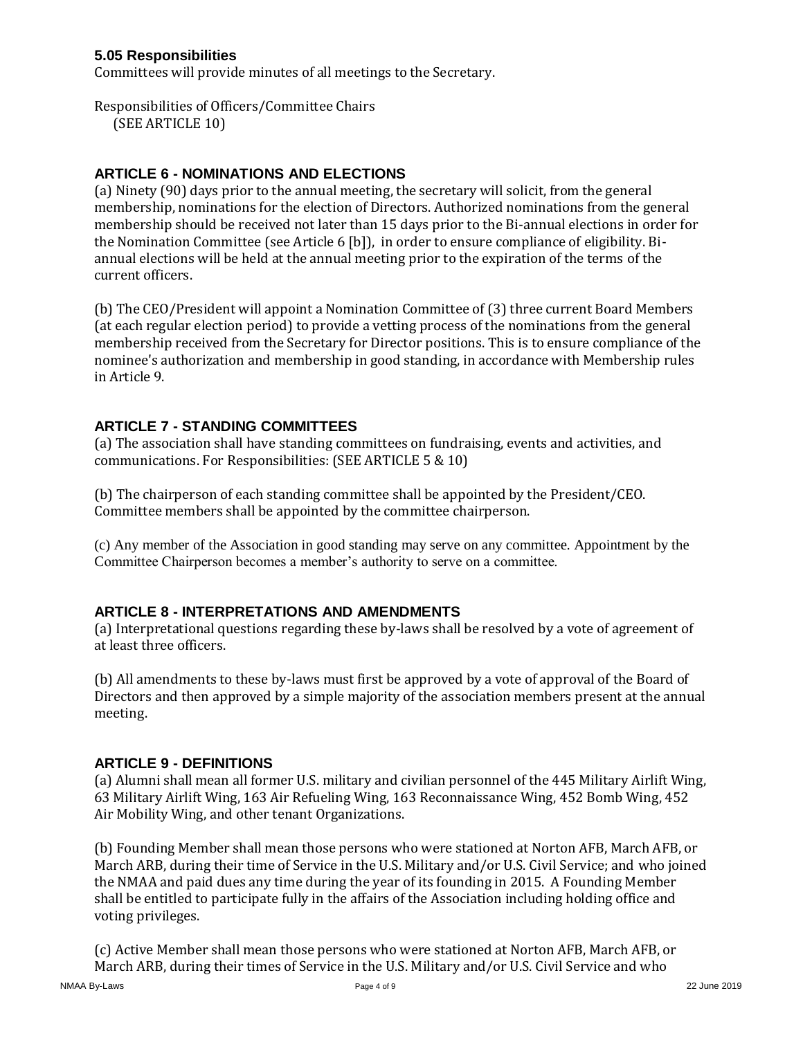### 5.05 Responsibilities

Committees will provide minutes of all meetings to the Secretary.

Responsibilities of Officers/Committee Chairs
(SEE ARTICLE 10)

## ARTICLE 6 - NOMINATIONS AND ELECTIONS

(a) Ninety (90) days prior to the annual meeting, the secretary will solicit, from the general membership, nominations for the election of Directors. Authorized nominations from the general membership should be received not later than 15 days prior to the Bi-annual elections in order for the Nomination Committee (see Article 6 [b]), in order to ensure compliance of eligibility. Bi-annual elections will be held at the annual meeting prior to the expiration of the terms of the current officers.

(b) The CEO/President will appoint a Nomination Committee of (3) three current Board Members (at each regular election period) to provide a vetting process of the nominations from the general membership received from the Secretary for Director positions. This is to ensure compliance of the nominee's authorization and membership in good standing, in accordance with Membership rules in Article 9.

## ARTICLE 7 - STANDING COMMITTEES

(a) The association shall have standing committees on fundraising, events and activities, and communications. For Responsibilities: (SEE ARTICLE 5 & 10)

(b) The chairperson of each standing committee shall be appointed by the President/CEO. Committee members shall be appointed by the committee chairperson.

(c) Any member of the Association in good standing may serve on any committee. Appointment by the Committee Chairperson becomes a member's authority to serve on a committee.

## ARTICLE 8 - INTERPRETATIONS AND AMENDMENTS

(a) Interpretational questions regarding these by-laws shall be resolved by a vote of agreement of at least three officers.

(b) All amendments to these by-laws must first be approved by a vote of approval of the Board of Directors and then approved by a simple majority of the association members present at the annual meeting.

## ARTICLE 9 - DEFINITIONS

(a) Alumni shall mean all former U.S. military and civilian personnel of the 445 Military Airlift Wing, 63 Military Airlift Wing, 163 Air Refueling Wing, 163 Reconnaissance Wing, 452 Bomb Wing, 452 Air Mobility Wing, and other tenant Organizations.

(b) Founding Member shall mean those persons who were stationed at Norton AFB, March AFB, or March ARB, during their time of Service in the U.S. Military and/or U.S. Civil Service; and who joined the NMAA and paid dues any time during the year of its founding in 2015. A Founding Member shall be entitled to participate fully in the affairs of the Association including holding office and voting privileges.

(c) Active Member shall mean those persons who were stationed at Norton AFB, March AFB, or March ARB, during their times of Service in the U.S. Military and/or U.S. Civil Service and who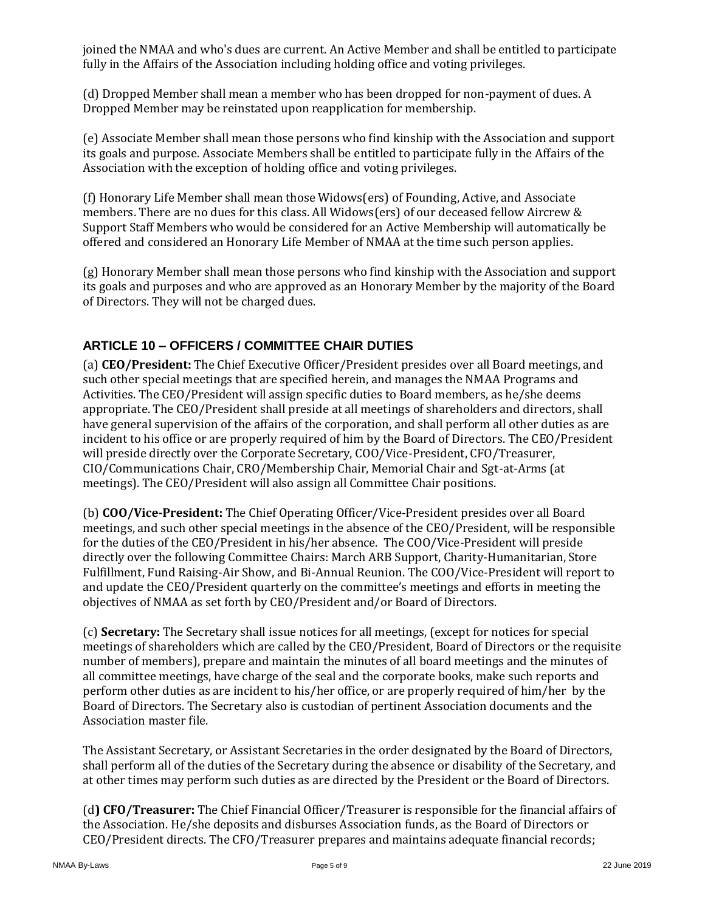joined the NMAA and who's dues are current. An Active Member and shall be entitled to participate fully in the Affairs of the Association including holding office and voting privileges.

(d) Dropped Member shall mean a member who has been dropped for non-payment of dues. A Dropped Member may be reinstated upon reapplication for membership.

(e) Associate Member shall mean those persons who find kinship with the Association and support its goals and purpose. Associate Members shall be entitled to participate fully in the Affairs of the Association with the exception of holding office and voting privileges.

(f) Honorary Life Member shall mean those Widows(ers) of Founding, Active, and Associate members. There are no dues for this class. All Widows(ers) of our deceased fellow Aircrew & Support Staff Members who would be considered for an Active Membership will automatically be offered and considered an Honorary Life Member of NMAA at the time such person applies.

(g) Honorary Member shall mean those persons who find kinship with the Association and support its goals and purposes and who are approved as an Honorary Member by the majority of the Board of Directors. They will not be charged dues.

## ARTICLE 10 – OFFICERS / COMMITTEE CHAIR DUTIES

(a) **CEO/President:** The Chief Executive Officer/President presides over all Board meetings, and such other special meetings that are specified herein, and manages the NMAA Programs and Activities. The CEO/President will assign specific duties to Board members, as he/she deems appropriate. The CEO/President shall preside at all meetings of shareholders and directors, shall have general supervision of the affairs of the corporation, and shall perform all other duties as are incident to his office or are properly required of him by the Board of Directors. The CEO/President will preside directly over the Corporate Secretary, COO/Vice-President, CFO/Treasurer, CIO/Communications Chair, CRO/Membership Chair, Memorial Chair and Sgt-at-Arms (at meetings). The CEO/President will also assign all Committee Chair positions.

(b) **COO/Vice-President:** The Chief Operating Officer/Vice-President presides over all Board meetings, and such other special meetings in the absence of the CEO/President, will be responsible for the duties of the CEO/President in his/her absence. The COO/Vice-President will preside directly over the following Committee Chairs: March ARB Support, Charity-Humanitarian, Store Fulfillment, Fund Raising-Air Show, and Bi-Annual Reunion. The COO/Vice-President will report to and update the CEO/President quarterly on the committee's meetings and efforts in meeting the objectives of NMAA as set forth by CEO/President and/or Board of Directors.

(c) **Secretary:** The Secretary shall issue notices for all meetings, (except for notices for special meetings of shareholders which are called by the CEO/President, Board of Directors or the requisite number of members), prepare and maintain the minutes of all board meetings and the minutes of all committee meetings, have charge of the seal and the corporate books, make such reports and perform other duties as are incident to his/her office, or are properly required of him/her by the Board of Directors. The Secretary also is custodian of pertinent Association documents and the Association master file.

The Assistant Secretary, or Assistant Secretaries in the order designated by the Board of Directors, shall perform all of the duties of the Secretary during the absence or disability of the Secretary, and at other times may perform such duties as are directed by the President or the Board of Directors.

(d**) CFO/Treasurer:** The Chief Financial Officer/Treasurer is responsible for the financial affairs of the Association. He/she deposits and disburses Association funds, as the Board of Directors or CEO/President directs. The CFO/Treasurer prepares and maintains adequate financial records;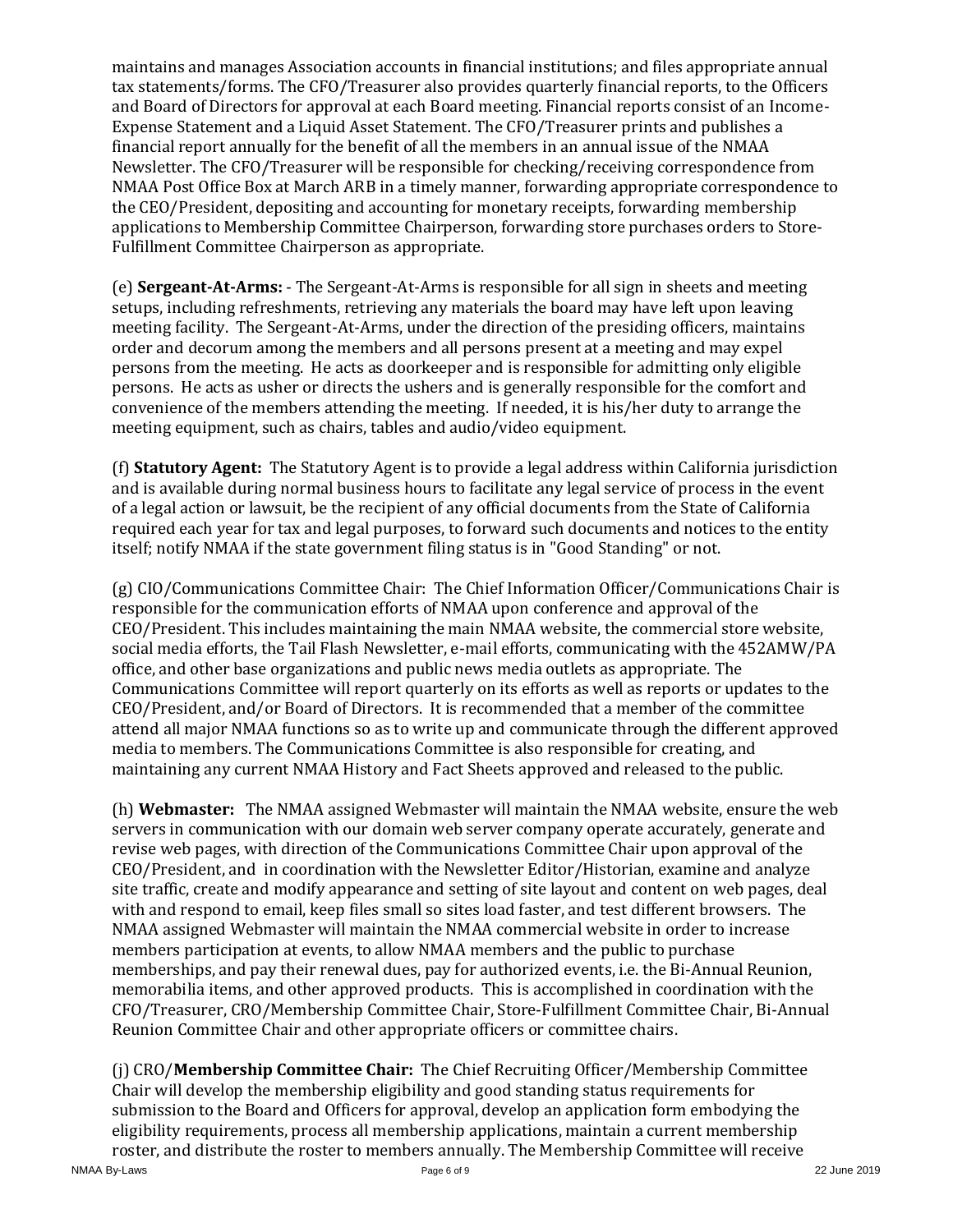maintains and manages Association accounts in financial institutions; and files appropriate annual tax statements/forms. The CFO/Treasurer also provides quarterly financial reports, to the Officers and Board of Directors for approval at each Board meeting. Financial reports consist of an Income-Expense Statement and a Liquid Asset Statement. The CFO/Treasurer prints and publishes a financial report annually for the benefit of all the members in an annual issue of the NMAA Newsletter. The CFO/Treasurer will be responsible for checking/receiving correspondence from NMAA Post Office Box at March ARB in a timely manner, forwarding appropriate correspondence to the CEO/President, depositing and accounting for monetary receipts, forwarding membership applications to Membership Committee Chairperson, forwarding store purchases orders to Store-Fulfillment Committee Chairperson as appropriate.

(e) **Sergeant-At-Arms:** - The Sergeant-At-Arms is responsible for all sign in sheets and meeting setups, including refreshments, retrieving any materials the board may have left upon leaving meeting facility. The Sergeant-At-Arms, under the direction of the presiding officers, maintains order and decorum among the members and all persons present at a meeting and may expel persons from the meeting. He acts as doorkeeper and is responsible for admitting only eligible persons. He acts as usher or directs the ushers and is generally responsible for the comfort and convenience of the members attending the meeting. If needed, it is his/her duty to arrange the meeting equipment, such as chairs, tables and audio/video equipment.

(f) **Statutory Agent:** The Statutory Agent is to provide a legal address within California jurisdiction and is available during normal business hours to facilitate any legal service of process in the event of a legal action or lawsuit, be the recipient of any official documents from the State of California required each year for tax and legal purposes, to forward such documents and notices to the entity itself; notify NMAA if the state government filing status is in "Good Standing" or not.

(g) CIO/Communications Committee Chair: The Chief Information Officer/Communications Chair is responsible for the communication efforts of NMAA upon conference and approval of the CEO/President. This includes maintaining the main NMAA website, the commercial store website, social media efforts, the Tail Flash Newsletter, e-mail efforts, communicating with the 452AMW/PA office, and other base organizations and public news media outlets as appropriate. The Communications Committee will report quarterly on its efforts as well as reports or updates to the CEO/President, and/or Board of Directors. It is recommended that a member of the committee attend all major NMAA functions so as to write up and communicate through the different approved media to members. The Communications Committee is also responsible for creating, and maintaining any current NMAA History and Fact Sheets approved and released to the public.

(h) **Webmaster:** The NMAA assigned Webmaster will maintain the NMAA website, ensure the web servers in communication with our domain web server company operate accurately, generate and revise web pages, with direction of the Communications Committee Chair upon approval of the CEO/President, and in coordination with the Newsletter Editor/Historian, examine and analyze site traffic, create and modify appearance and setting of site layout and content on web pages, deal with and respond to email, keep files small so sites load faster, and test different browsers. The NMAA assigned Webmaster will maintain the NMAA commercial website in order to increase members participation at events, to allow NMAA members and the public to purchase memberships, and pay their renewal dues, pay for authorized events, i.e. the Bi-Annual Reunion, memorabilia items, and other approved products. This is accomplished in coordination with the CFO/Treasurer, CRO/Membership Committee Chair, Store-Fulfillment Committee Chair, Bi-Annual Reunion Committee Chair and other appropriate officers or committee chairs.

(j) CRO/**Membership Committee Chair:** The Chief Recruiting Officer/Membership Committee Chair will develop the membership eligibility and good standing status requirements for submission to the Board and Officers for approval, develop an application form embodying the eligibility requirements, process all membership applications, maintain a current membership roster, and distribute the roster to members annually. The Membership Committee will receive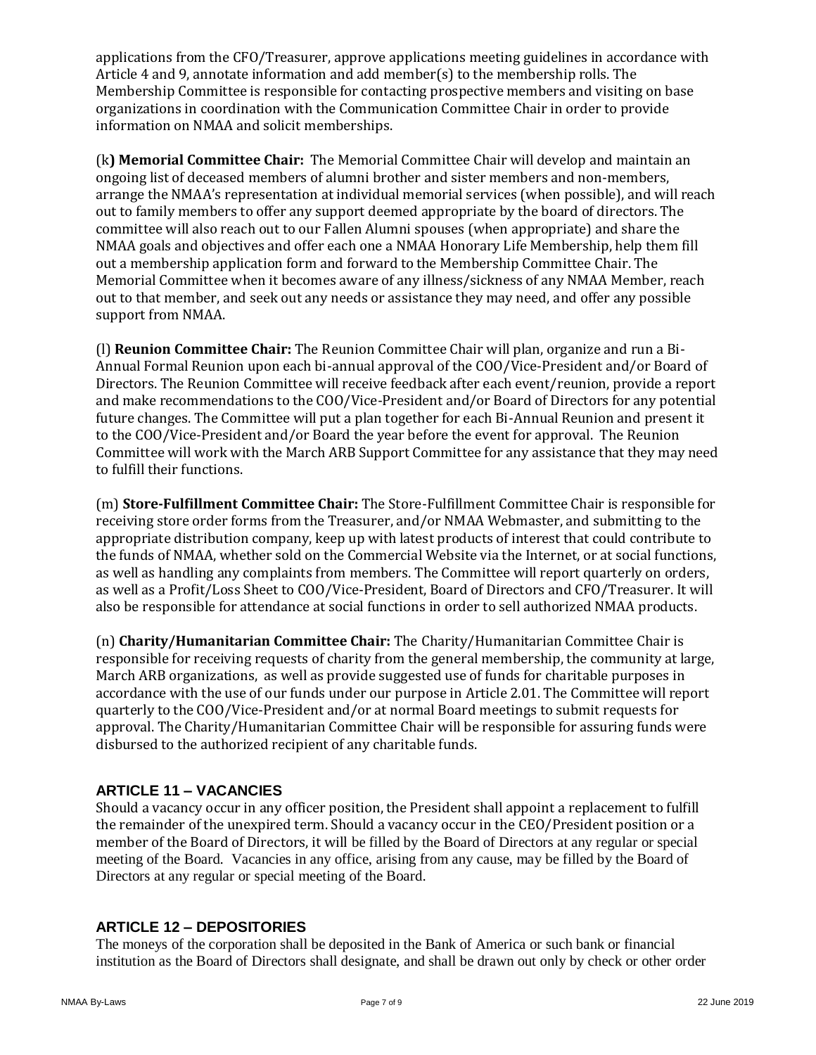applications from the CFO/Treasurer, approve applications meeting guidelines in accordance with Article 4 and 9, annotate information and add member(s) to the membership rolls. The Membership Committee is responsible for contacting prospective members and visiting on base organizations in coordination with the Communication Committee Chair in order to provide information on NMAA and solicit memberships.

(k**) Memorial Committee Chair:** The Memorial Committee Chair will develop and maintain an ongoing list of deceased members of alumni brother and sister members and non-members, arrange the NMAA's representation at individual memorial services (when possible), and will reach out to family members to offer any support deemed appropriate by the board of directors. The committee will also reach out to our Fallen Alumni spouses (when appropriate) and share the NMAA goals and objectives and offer each one a NMAA Honorary Life Membership, help them fill out a membership application form and forward to the Membership Committee Chair. The Memorial Committee when it becomes aware of any illness/sickness of any NMAA Member, reach out to that member, and seek out any needs or assistance they may need, and offer any possible support from NMAA.

(l) **Reunion Committee Chair:** The Reunion Committee Chair will plan, organize and run a Bi-Annual Formal Reunion upon each bi-annual approval of the COO/Vice-President and/or Board of Directors. The Reunion Committee will receive feedback after each event/reunion, provide a report and make recommendations to the COO/Vice-President and/or Board of Directors for any potential future changes. The Committee will put a plan together for each Bi-Annual Reunion and present it to the COO/Vice-President and/or Board the year before the event for approval. The Reunion Committee will work with the March ARB Support Committee for any assistance that they may need to fulfill their functions.

(m) **Store-Fulfillment Committee Chair:** The Store-Fulfillment Committee Chair is responsible for receiving store order forms from the Treasurer, and/or NMAA Webmaster, and submitting to the appropriate distribution company, keep up with latest products of interest that could contribute to the funds of NMAA, whether sold on the Commercial Website via the Internet, or at social functions, as well as handling any complaints from members. The Committee will report quarterly on orders, as well as a Profit/Loss Sheet to COO/Vice-President, Board of Directors and CFO/Treasurer. It will also be responsible for attendance at social functions in order to sell authorized NMAA products.

(n) **Charity/Humanitarian Committee Chair:** The Charity/Humanitarian Committee Chair is responsible for receiving requests of charity from the general membership, the community at large, March ARB organizations, as well as provide suggested use of funds for charitable purposes in accordance with the use of our funds under our purpose in Article 2.01. The Committee will report quarterly to the COO/Vice-President and/or at normal Board meetings to submit requests for approval. The Charity/Humanitarian Committee Chair will be responsible for assuring funds were disbursed to the authorized recipient of any charitable funds.

## ARTICLE 11 – VACANCIES

Should a vacancy occur in any officer position, the President shall appoint a replacement to fulfill the remainder of the unexpired term. Should a vacancy occur in the CEO/President position or a member of the Board of Directors, it will be filled by the Board of Directors at any regular or special meeting of the Board. Vacancies in any office, arising from any cause, may be filled by the Board of Directors at any regular or special meeting of the Board.

## ARTICLE 12 – DEPOSITORIES

The moneys of the corporation shall be deposited in the Bank of America or such bank or financial institution as the Board of Directors shall designate, and shall be drawn out only by check or other order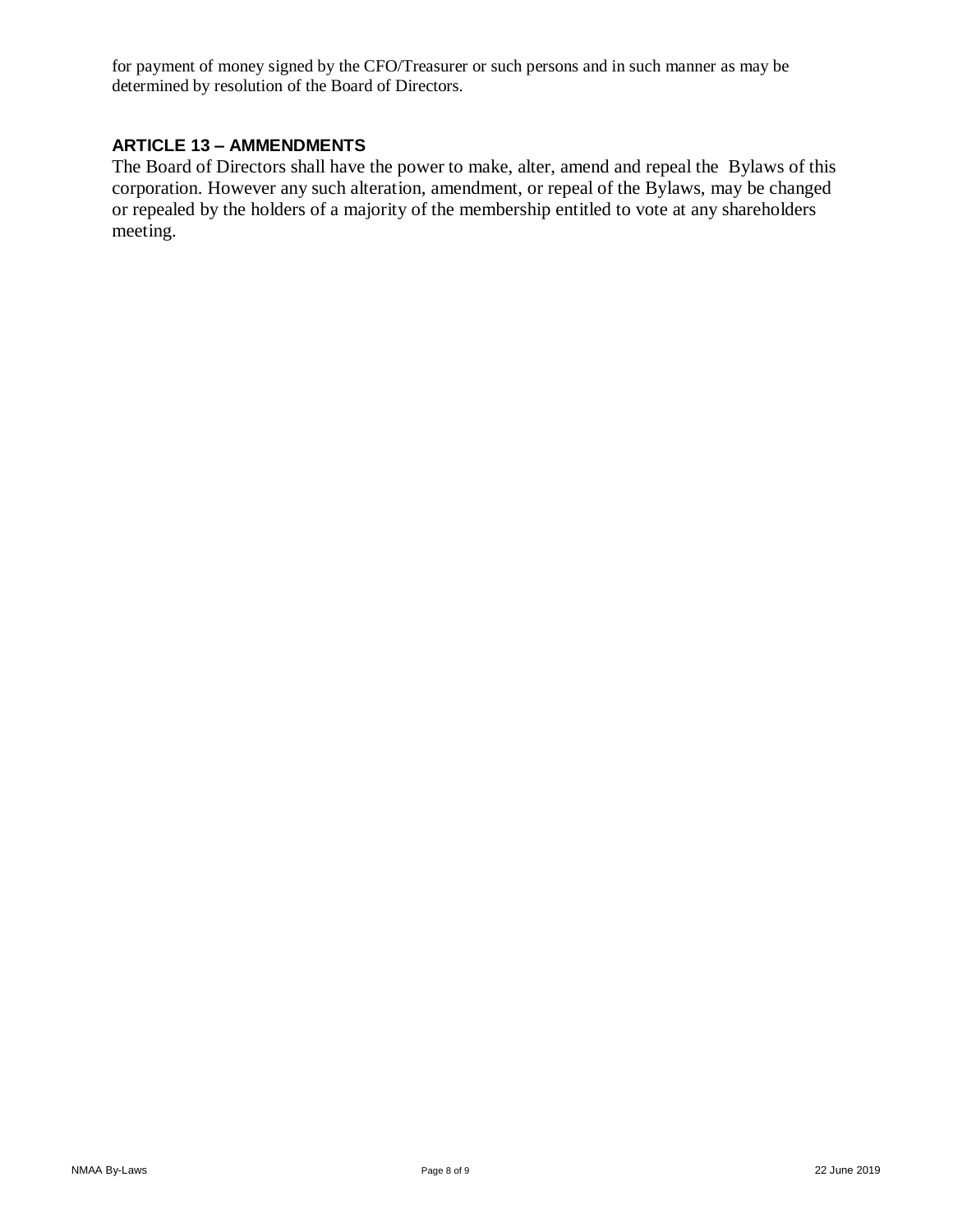for payment of money signed by the CFO/Treasurer or such persons and in such manner as may be determined by resolution of the Board of Directors.

### ARTICLE 13 – AMMENDMENTS

The Board of Directors shall have the power to make, alter, amend and repeal the Bylaws of this corporation. However any such alteration, amendment, or repeal of the Bylaws, may be changed or repealed by the holders of a majority of the membership entitled to vote at any shareholders meeting.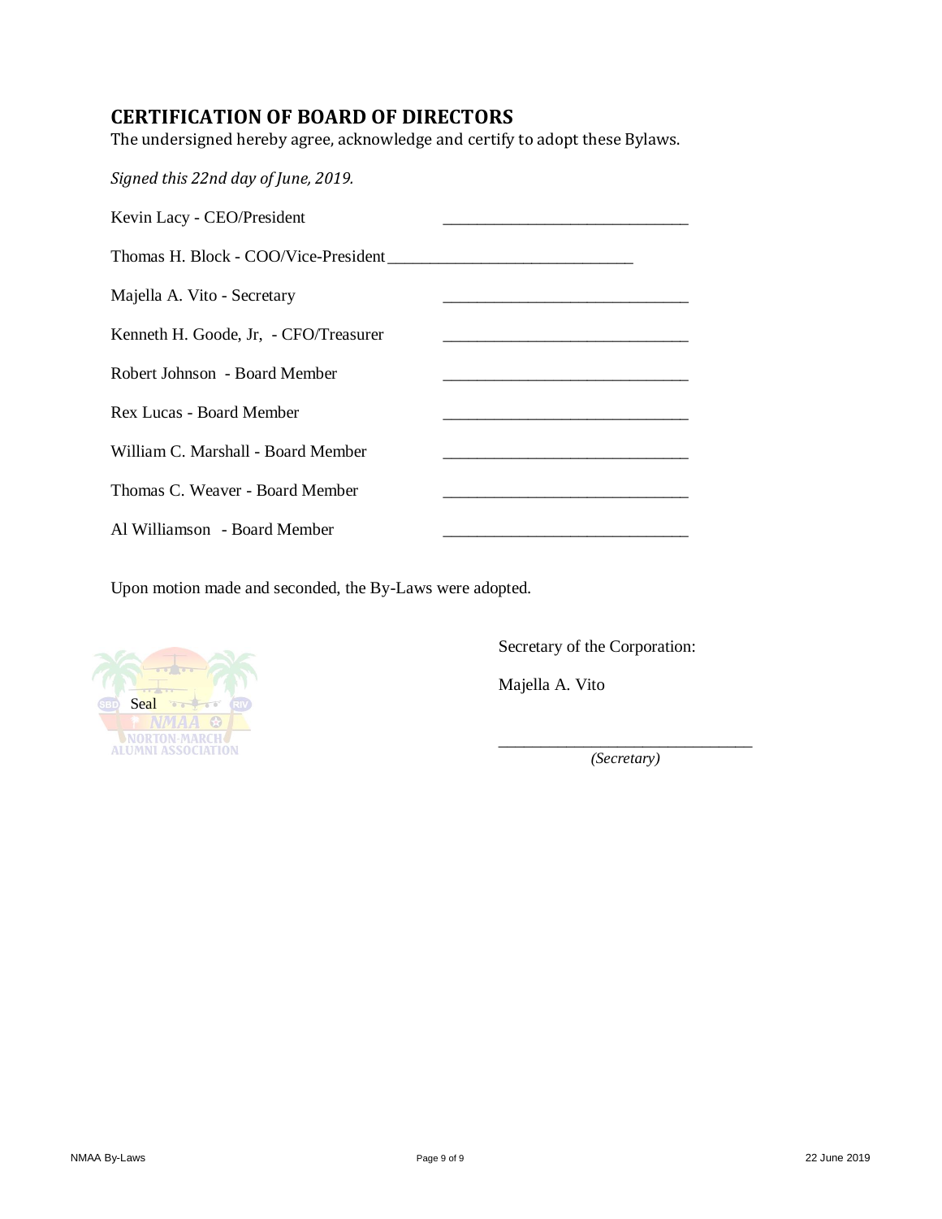## CERTIFICATION OF BOARD OF DIRECTORS

The undersigned hereby agree, acknowledge and certify to adopt these Bylaws.

*Signed this 22nd day of June, 2019.*

Kevin Lacy - CEO/President ______________________________

Thomas H. Block - COO/Vice-President ______________________________

Majella A. Vito - Secretary ______________________________

Kenneth H. Goode, Jr, - CFO/Treasurer ______________________________

Robert Johnson - Board Member ______________________________

Rex Lucas - Board Member ______________________________

William C. Marshall - Board Member ______________________________

Thomas C. Weaver - Board Member ______________________________

Al Williamson - Board Member ______________________________

Upon motion made and seconded, the By-Laws were adopted.

Seal

Secretary of the Corporation:

Majella A. Vito

______________________________

*(Secretary)*